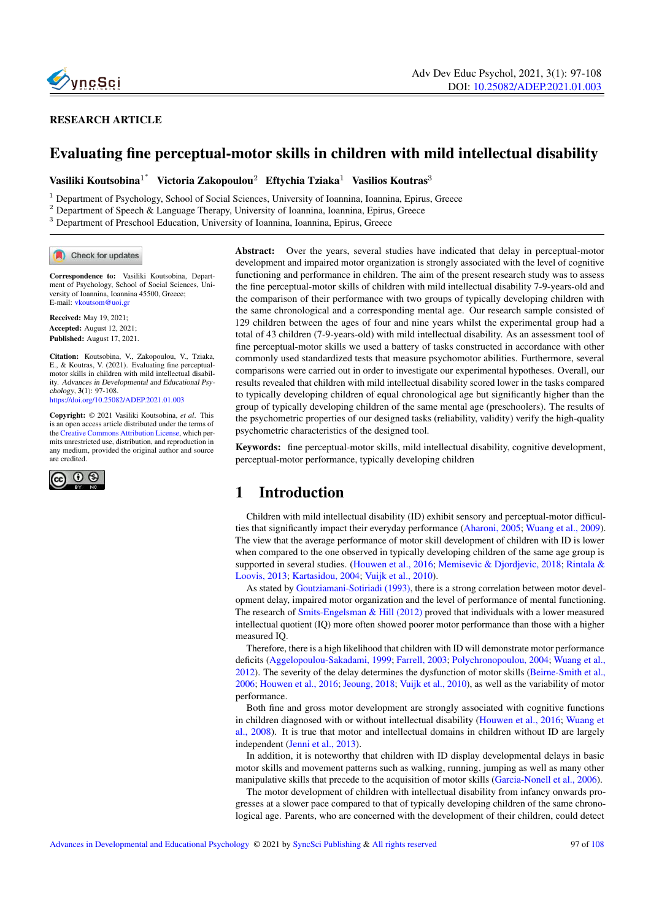RESEARCH ARTICLE

# Evaluating fine perceptual-motor skills in children with mild intellectual disability

**Vasiliki Koutsobina**[1*] **Victoria Zakopoulou**[2] **Eftychia Tziaka**[1] **Vasilios Koutras**[3]

[1] Department of Psychology, School of Social Sciences, University of Ioannina, Ioannina, Epirus, Greece
[2] Department of Speech & Language Therapy, University of Ioannina, Ioannina, Epirus, Greece
[3] Department of Preschool Education, University of Ioannina, Ioannina, Epirus, Greece

**Correspondence to:** Vasiliki Koutsobina, Department of Psychology, School of Social Sciences, University of Ioannina, Ioannina 45500, Greece;
E-mail: vkoutsom@uoi.gr

**Received:** May 19, 2021;
**Accepted:** August 12, 2021;
**Published:** August 17, 2021.

**Citation:** Koutsobina, V., Zakopoulou, V., Tziaka, E., & Koutras, V. (2021). Evaluating fine perceptual-motor skills in children with mild intellectual disability. *Advances in Developmental and Educational Psychology*, **3**(1): 97-108.
https://doi.org/10.25082/ADEP.2021.01.003

**Copyright:** © 2021 Vasiliki Koutsobina, *et al*. This is an open access article distributed under the terms of the Creative Commons Attribution License, which permits unrestricted use, distribution, and reproduction in any medium, provided the original author and source are credited.

**Abstract:** Over the years, several studies have indicated that delay in perceptual-motor development and impaired motor organization is strongly associated with the level of cognitive functioning and performance in children. The aim of the present research study was to assess the fine perceptual-motor skills of children with mild intellectual disability 7-9-years-old and the comparison of their performance with two groups of typically developing children with the same chronological and a corresponding mental age. Our research sample consisted of 129 children between the ages of four and nine years whilst the experimental group had a total of 43 children (7-9-years-old) with mild intellectual disability. As an assessment tool of fine perceptual-motor skills we used a battery of tasks constructed in accordance with other commonly used standardized tests that measure psychomotor abilities. Furthermore, several comparisons were carried out in order to investigate our experimental hypotheses. Overall, our results revealed that children with mild intellectual disability scored lower in the tasks compared to typically developing children of equal chronological age but significantly higher than the group of typically developing children of the same mental age (preschoolers). The results of the psychometric properties of our designed tasks (reliability, validity) verify the high-quality psychometric characteristics of the designed tool.

**Keywords:** fine perceptual-motor skills, mild intellectual disability, cognitive development, perceptual-motor performance, typically developing children

## 1 Introduction

Children with mild intellectual disability (ID) exhibit sensory and perceptual-motor difficulties that significantly impact their everyday performance (Aharoni, 2005; Wuang et al., 2009). The view that the average performance of motor skill development of children with ID is lower when compared to the one observed in typically developing children of the same age group is supported in several studies. (Houwen et al., 2016; Memisevic & Djordjevic, 2018; Rintala & Loovis, 2013; Kartasidou, 2004; Vuijk et al., 2010).

As stated by Goutziamani-Sotiriadi (1993), there is a strong correlation between motor development delay, impaired motor organization and the level of performance of mental functioning. The research of Smits-Engelsman & Hill (2012) proved that individuals with a lower measured intellectual quotient (IQ) more often showed poorer motor performance than those with a higher measured IQ.

Therefore, there is a high likelihood that children with ID will demonstrate motor performance deficits (Aggelopoulou-Sakadami, 1999; Farrell, 2003; Polychronopoulou, 2004; Wuang et al., 2012). The severity of the delay determines the dysfunction of motor skills (Beirne-Smith et al., 2006; Houwen et al., 2016; Jeoung, 2018; Vuijk et al., 2010), as well as the variability of motor performance.

Both fine and gross motor development are strongly associated with cognitive functions in children diagnosed with or without intellectual disability (Houwen et al., 2016; Wuang et al., 2008). It is true that motor and intellectual domains in children without ID are largely independent (Jenni et al., 2013).

In addition, it is noteworthy that children with ID display developmental delays in basic motor skills and movement patterns such as walking, running, jumping as well as many other manipulative skills that precede to the acquisition of motor skills (Garcia-Nonell et al., 2006).

The motor development of children with intellectual disability from infancy onwards progresses at a slower pace compared to that of typically developing children of the same chronological age. Parents, who are concerned with the development of their children, could detect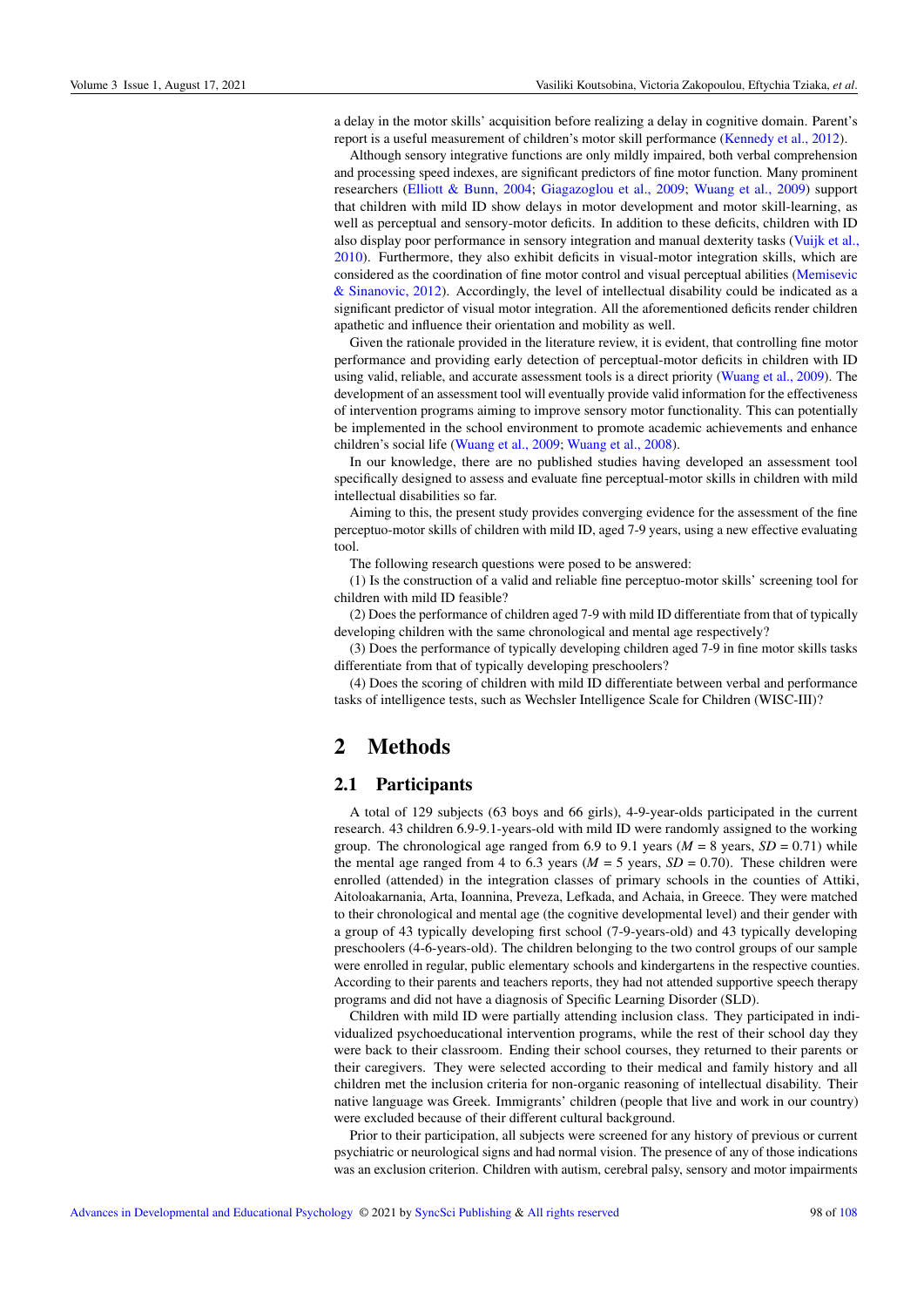a delay in the motor skills' acquisition before realizing a delay in cognitive domain. Parent's report is a useful measurement of children's motor skill performance (Kennedy et al., 2012).

Although sensory integrative functions are only mildly impaired, both verbal comprehension and processing speed indexes, are significant predictors of fine motor function. Many prominent researchers (Elliott & Bunn, 2004; Giagazoglou et al., 2009; Wuang et al., 2009) support that children with mild ID show delays in motor development and motor skill-learning, as well as perceptual and sensory-motor deficits. In addition to these deficits, children with ID also display poor performance in sensory integration and manual dexterity tasks (Vuijk et al., 2010). Furthermore, they also exhibit deficits in visual-motor integration skills, which are considered as the coordination of fine motor control and visual perceptual abilities (Memisevic & Sinanovic, 2012). Accordingly, the level of intellectual disability could be indicated as a significant predictor of visual motor integration. All the aforementioned deficits render children apathetic and influence their orientation and mobility as well.

Given the rationale provided in the literature review, it is evident, that controlling fine motor performance and providing early detection of perceptual-motor deficits in children with ID using valid, reliable, and accurate assessment tools is a direct priority (Wuang et al., 2009). The development of an assessment tool will eventually provide valid information for the effectiveness of intervention programs aiming to improve sensory motor functionality. This can potentially be implemented in the school environment to promote academic achievements and enhance children's social life (Wuang et al., 2009; Wuang et al., 2008).

In our knowledge, there are no published studies having developed an assessment tool specifically designed to assess and evaluate fine perceptual-motor skills in children with mild intellectual disabilities so far.

Aiming to this, the present study provides converging evidence for the assessment of the fine perceptuo-motor skills of children with mild ID, aged 7-9 years, using a new effective evaluating tool.

The following research questions were posed to be answered:

(1) Is the construction of a valid and reliable fine perceptuo-motor skills' screening tool for children with mild ID feasible?

(2) Does the performance of children aged 7-9 with mild ID differentiate from that of typically developing children with the same chronological and mental age respectively?

(3) Does the performance of typically developing children aged 7-9 in fine motor skills tasks differentiate from that of typically developing preschoolers?

(4) Does the scoring of children with mild ID differentiate between verbal and performance tasks of intelligence tests, such as Wechsler Intelligence Scale for Children (WISC-III)?

# 2 Methods

## 2.1 Participants

A total of 129 subjects (63 boys and 66 girls), 4-9-year-olds participated in the current research. 43 children 6.9-9.1-years-old with mild ID were randomly assigned to the working group. The chronological age ranged from 6.9 to 9.1 years ($M$ = 8 years, $SD$ = 0.71) while the mental age ranged from 4 to 6.3 years ($M$ = 5 years, $SD$ = 0.70). These children were enrolled (attended) in the integration classes of primary schools in the counties of Attiki, Aitoloakarnania, Arta, Ioannina, Preveza, Lefkada, and Achaia, in Greece. They were matched to their chronological and mental age (the cognitive developmental level) and their gender with a group of 43 typically developing first school (7-9-years-old) and 43 typically developing preschoolers (4-6-years-old). The children belonging to the two control groups of our sample were enrolled in regular, public elementary schools and kindergartens in the respective counties. According to their parents and teachers reports, they had not attended supportive speech therapy programs and did not have a diagnosis of Specific Learning Disorder (SLD).

Children with mild ID were partially attending inclusion class. They participated in individualized psychoeducational intervention programs, while the rest of their school day they were back to their classroom. Ending their school courses, they returned to their parents or their caregivers. They were selected according to their medical and family history and all children met the inclusion criteria for non-organic reasoning of intellectual disability. Their native language was Greek. Immigrants' children (people that live and work in our country) were excluded because of their different cultural background.

Prior to their participation, all subjects were screened for any history of previous or current psychiatric or neurological signs and had normal vision. The presence of any of those indications was an exclusion criterion. Children with autism, cerebral palsy, sensory and motor impairments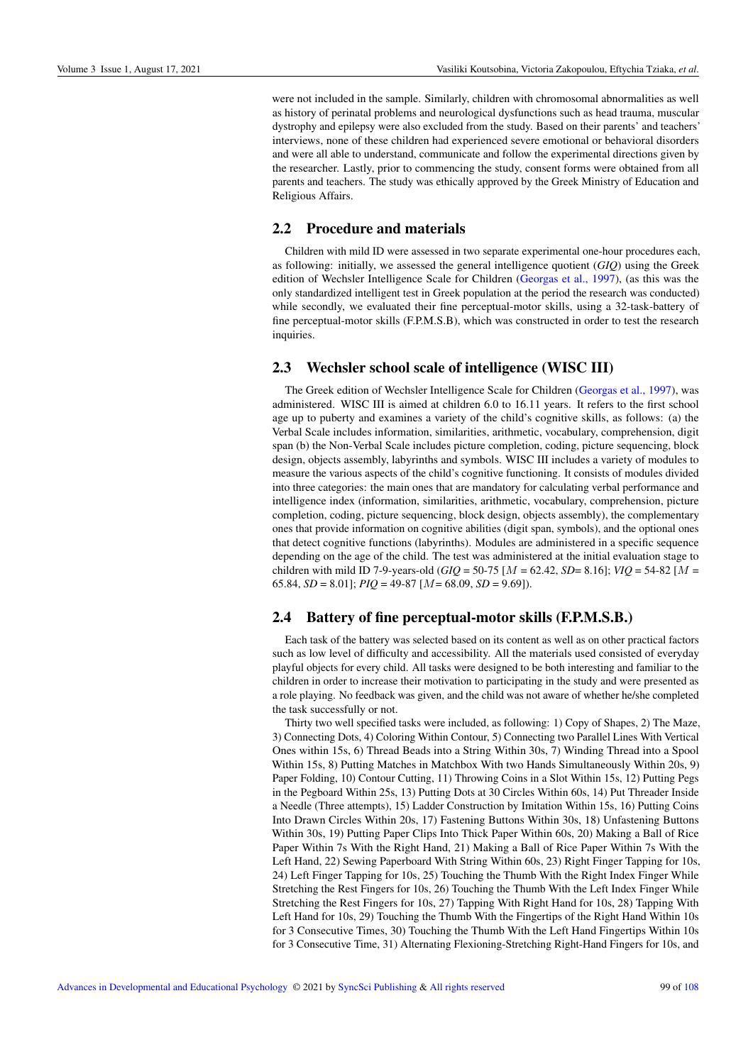were not included in the sample. Similarly, children with chromosomal abnormalities as well as history of perinatal problems and neurological dysfunctions such as head trauma, muscular dystrophy and epilepsy were also excluded from the study. Based on their parents' and teachers' interviews, none of these children had experienced severe emotional or behavioral disorders and were all able to understand, communicate and follow the experimental directions given by the researcher. Lastly, prior to commencing the study, consent forms were obtained from all parents and teachers. The study was ethically approved by the Greek Ministry of Education and Religious Affairs.

## 2.2 Procedure and materials

Children with mild ID were assessed in two separate experimental one-hour procedures each, as following: initially, we assessed the general intelligence quotient (*GIQ*) using the Greek edition of Wechsler Intelligence Scale for Children (Georgas et al., 1997), (as this was the only standardized intelligent test in Greek population at the period the research was conducted) while secondly, we evaluated their fine perceptual-motor skills, using a 32-task-battery of fine perceptual-motor skills (F.P.M.S.B), which was constructed in order to test the research inquiries.

## 2.3 Wechsler school scale of intelligence (WISC III)

The Greek edition of Wechsler Intelligence Scale for Children (Georgas et al., 1997), was administered. WISC III is aimed at children 6.0 to 16.11 years. It refers to the first school age up to puberty and examines a variety of the child's cognitive skills, as follows: (a) the Verbal Scale includes information, similarities, arithmetic, vocabulary, comprehension, digit span (b) the Non-Verbal Scale includes picture completion, coding, picture sequencing, block design, objects assembly, labyrinths and symbols. WISC III includes a variety of modules to measure the various aspects of the child's cognitive functioning. It consists of modules divided into three categories: the main ones that are mandatory for calculating verbal performance and intelligence index (information, similarities, arithmetic, vocabulary, comprehension, picture completion, coding, picture sequencing, block design, objects assembly), the complementary ones that provide information on cognitive abilities (digit span, symbols), and the optional ones that detect cognitive functions (labyrinths). Modules are administered in a specific sequence depending on the age of the child. The test was administered at the initial evaluation stage to children with mild ID 7-9-years-old (*GIQ* = 50-75 [$M$ = 62.42, *SD*= 8.16]; *VIQ* = 54-82 [$M$ = 65.84, *SD* = 8.01]; *PIQ* = 49-87 [$M$= 68.09, *SD* = 9.69]).

## 2.4 Battery of fine perceptual-motor skills (F.P.M.S.B.)

Each task of the battery was selected based on its content as well as on other practical factors such as low level of difficulty and accessibility. All the materials used consisted of everyday playful objects for every child. All tasks were designed to be both interesting and familiar to the children in order to increase their motivation to participating in the study and were presented as a role playing. No feedback was given, and the child was not aware of whether he/she completed the task successfully or not.

Thirty two well specified tasks were included, as following: 1) Copy of Shapes, 2) The Maze, 3) Connecting Dots, 4) Coloring Within Contour, 5) Connecting two Parallel Lines With Vertical Ones within 15s, 6) Thread Beads into a String Within 30s, 7) Winding Thread into a Spool Within 15s, 8) Putting Matches in Matchbox With two Hands Simultaneously Within 20s, 9) Paper Folding, 10) Contour Cutting, 11) Throwing Coins in a Slot Within 15s, 12) Putting Pegs in the Pegboard Within 25s, 13) Putting Dots at 30 Circles Within 60s, 14) Put Threader Inside a Needle (Three attempts), 15) Ladder Construction by Imitation Within 15s, 16) Putting Coins Into Drawn Circles Within 20s, 17) Fastening Buttons Within 30s, 18) Unfastening Buttons Within 30s, 19) Putting Paper Clips Into Thick Paper Within 60s, 20) Making a Ball of Rice Paper Within 7s With the Right Hand, 21) Making a Ball of Rice Paper Within 7s With the Left Hand, 22) Sewing Paperboard With String Within 60s, 23) Right Finger Tapping for 10s, 24) Left Finger Tapping for 10s, 25) Touching the Thumb With the Right Index Finger While Stretching the Rest Fingers for 10s, 26) Touching the Thumb With the Left Index Finger While Stretching the Rest Fingers for 10s, 27) Tapping With Right Hand for 10s, 28) Tapping With Left Hand for 10s, 29) Touching the Thumb With the Fingertips of the Right Hand Within 10s for 3 Consecutive Times, 30) Touching the Thumb With the Left Hand Fingertips Within 10s for 3 Consecutive Time, 31) Alternating Flexioning-Stretching Right-Hand Fingers for 10s, and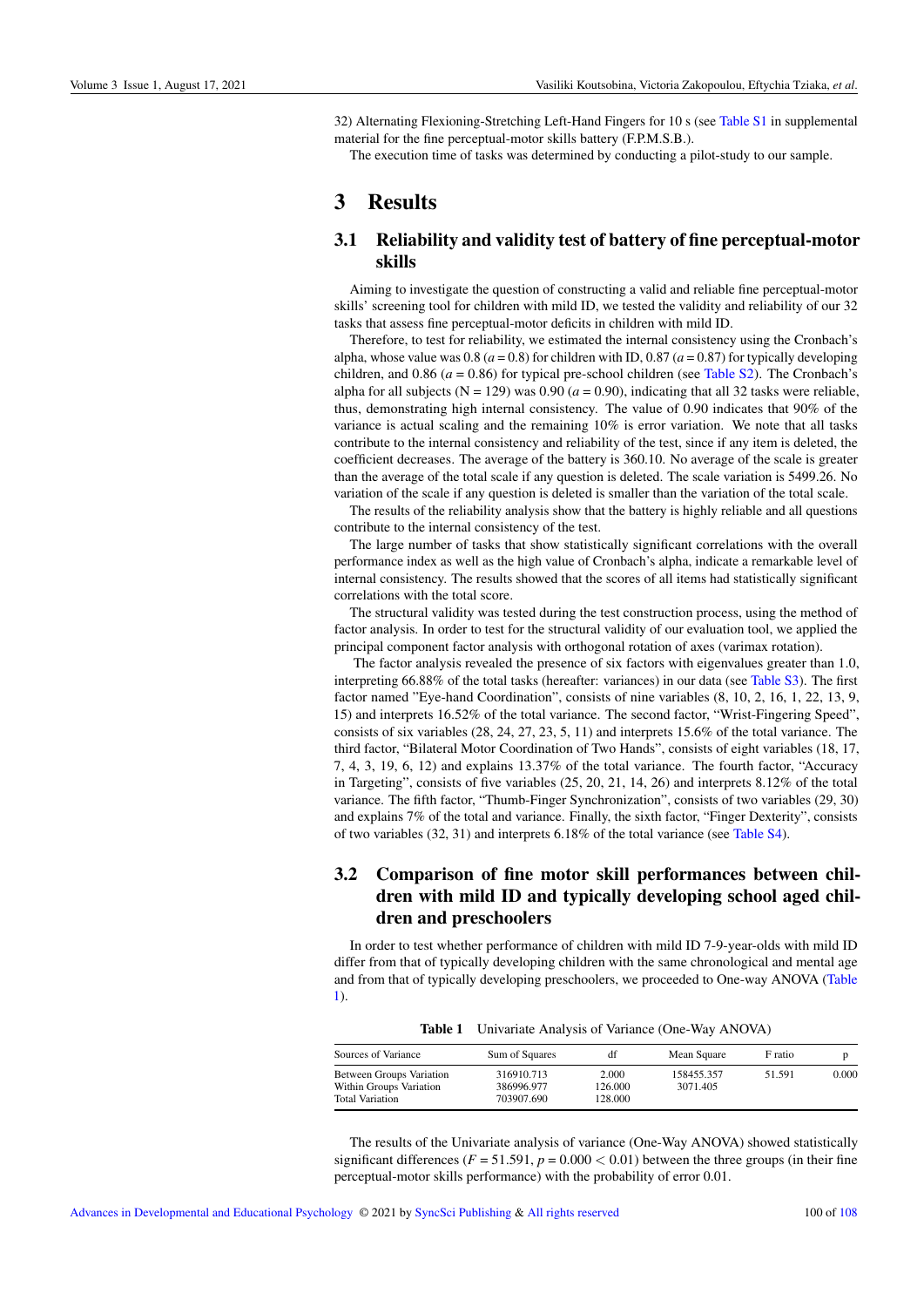32) Alternating Flexioning-Stretching Left-Hand Fingers for 10 s (see Table S1 in supplemental material for the fine perceptual-motor skills battery (F.P.M.S.B.).

The execution time of tasks was determined by conducting a pilot-study to our sample.

# 3 Results

## 3.1 Reliability and validity test of battery of fine perceptual-motor skills

Aiming to investigate the question of constructing a valid and reliable fine perceptual-motor skills' screening tool for children with mild ID, we tested the validity and reliability of our 32 tasks that assess fine perceptual-motor deficits in children with mild ID.

Therefore, to test for reliability, we estimated the internal consistency using the Cronbach's alpha, whose value was 0.8 ($a = 0.8$) for children with ID, 0.87 ($a = 0.87$) for typically developing children, and 0.86 ($a = 0.86$) for typical pre-school children (see Table S2). The Cronbach's alpha for all subjects (N = 129) was 0.90 ($a = 0.90$), indicating that all 32 tasks were reliable, thus, demonstrating high internal consistency. The value of 0.90 indicates that 90% of the variance is actual scaling and the remaining 10% is error variation. We note that all tasks contribute to the internal consistency and reliability of the test, since if any item is deleted, the coefficient decreases. The average of the battery is 360.10. No average of the scale is greater than the average of the total scale if any question is deleted. The scale variation is 5499.26. No variation of the scale if any question is deleted is smaller than the variation of the total scale.

The results of the reliability analysis show that the battery is highly reliable and all questions contribute to the internal consistency of the test.

The large number of tasks that show statistically significant correlations with the overall performance index as well as the high value of Cronbach's alpha, indicate a remarkable level of internal consistency. The results showed that the scores of all items had statistically significant correlations with the total score.

The structural validity was tested during the test construction process, using the method of factor analysis. In order to test for the structural validity of our evaluation tool, we applied the principal component factor analysis with orthogonal rotation of axes (varimax rotation).

The factor analysis revealed the presence of six factors with eigenvalues greater than 1.0, interpreting 66.88% of the total tasks (hereafter: variances) in our data (see Table S3). The first factor named "Eye-hand Coordination", consists of nine variables (8, 10, 2, 16, 1, 22, 13, 9, 15) and interprets 16.52% of the total variance. The second factor, "Wrist-Fingering Speed", consists of six variables (28, 24, 27, 23, 5, 11) and interprets 15.6% of the total variance. The third factor, "Bilateral Motor Coordination of Two Hands", consists of eight variables (18, 17, 7, 4, 3, 19, 6, 12) and explains 13.37% of the total variance. The fourth factor, "Accuracy in Targeting", consists of five variables (25, 20, 21, 14, 26) and interprets 8.12% of the total variance. The fifth factor, "Thumb-Finger Synchronization", consists of two variables (29, 30) and explains 7% of the total and variance. Finally, the sixth factor, "Finger Dexterity", consists of two variables (32, 31) and interprets 6.18% of the total variance (see Table S4).

## 3.2 Comparison of fine motor skill performances between children with mild ID and typically developing school aged children and preschoolers

In order to test whether performance of children with mild ID 7-9-year-olds with mild ID differ from that of typically developing children with the same chronological and mental age and from that of typically developing preschoolers, we proceeded to One-way ANOVA (Table 1).

**Table 1** Univariate Analysis of Variance (One-Way ANOVA)

| Sources of Variance | Sum of Squares | df | Mean Square | F ratio | p |
|---|---|---|---|---|---|
| Between Groups Variation | 316910.713 | 2.000 | 158455.357 | 51.591 | 0.000 |
| Within Groups Variation | 386996.977 | 126.000 | 3071.405 | | |
| Total Variation | 703907.690 | 128.000 | | | |

The results of the Univariate analysis of variance (One-Way ANOVA) showed statistically significant differences ($F = 51.591$, $p = 0.000 < 0.01$) between the three groups (in their fine perceptual-motor skills performance) with the probability of error 0.01.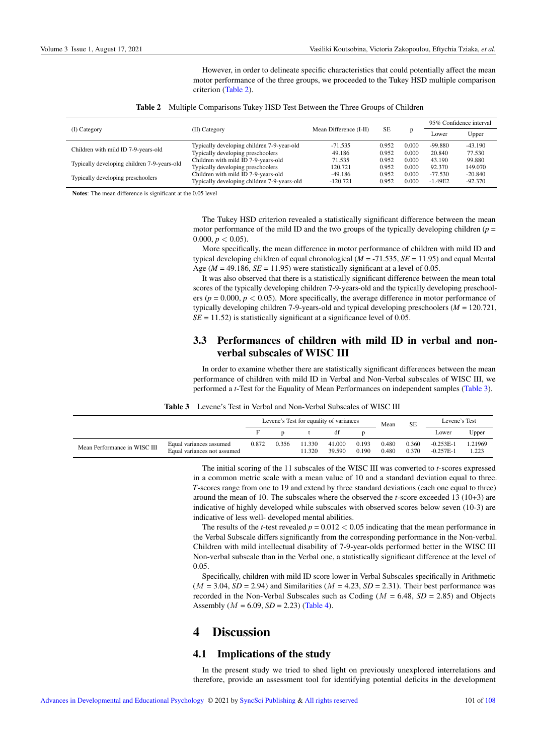However, in order to delineate specific characteristics that could potentially affect the mean motor performance of the three groups, we proceeded to the Tukey HSD multiple comparison criterion (Table 2).

**Table 2** Multiple Comparisons Tukey HSD Test Between the Three Groups of Children

| (I) Category | (II) Category | Mean Difference (I-II) | SE | p | 95% Confidence interval | |
|---|---|---|---|---|---|---|
| | | | | | Lower | Upper |
| Children with mild ID 7-9-years-old | Typically developing children 7-9-year-old | -71.535 | 0.952 | 0.000 | -99.880 | -43.190 |
| | Typically developing preschoolers | 49.186 | 0.952 | 0.000 | 20.840 | 77.530 |
| Typically developing children 7-9-years-old | Children with mild ID 7-9-years-old | 71.535 | 0.952 | 0.000 | 43.190 | 99.880 |
| | Typically developing preschoolers | 120.721 | 0.952 | 0.000 | 92.370 | 149.070 |
| Typically developing preschoolers | Children with mild ID 7-9-years-old | -49.186 | 0.952 | 0.000 | -77.530 | -20.840 |
| | Typically developing children 7-9-years-old | -120.721 | 0.952 | 0.000 | -1.49E2 | -92.370 |

**Notes**: The mean difference is significant at the 0.05 level

The Tukey HSD criterion revealed a statistically significant difference between the mean motor performance of the mild ID and the two groups of the typically developing children ($p$ = 0.000, $p < 0.05$).

More specifically, the mean difference in motor performance of children with mild ID and typical developing children of equal chronological (*M* = -71.535, *SE* = 11.95) and equal Mental Age (*M* = 49.186, *SE* = 11.95) were statistically significant at a level of 0.05.

It was also observed that there is a statistically significant difference between the mean total scores of the typically developing children 7-9-years-old and the typically developing preschoolers ($p$ = 0.000, $p < 0.05$). More specifically, the average difference in motor performance of typically developing children 7-9-years-old and typical developing preschoolers (*M* = 120.721, *SE* = 11.52) is statistically significant at a significance level of 0.05.

## 3.3 Performances of children with mild ID in verbal and non-verbal subscales of WISC III

In order to examine whether there are statistically significant differences between the mean performance of children with mild ID in Verbal and Non-Verbal subscales of WISC III, we performed a *t*-Test for the Equality of Mean Performances on independent samples (Table 3).

**Table 3** Levene's Test in Verbal and Non-Verbal Subscales of WISC III

| | | Levene's Test for equality of variances | | | | | Mean | SE | Levene's Test | |
|---|---|---|---|---|---|---|---|---|---|---|
| | | F | p | t | df | p | | | Lower | Upper |
| Mean Performance in WISC III | Equal variances assumed | 0.872 | 0.356 | 11.330 | 41.000 | 0.193 | 0.480 | 0.360 | -0.253E-1 | 1.21969 |
| | Equal variances not assumed | | | 11.320 | 39.590 | 0.190 | 0.480 | 0.370 | -0.257E-1 | 1.223 |

The initial scoring of the 11 subscales of the WISC III was converted to *t*-scores expressed in a common metric scale with a mean value of 10 and a standard deviation equal to three. *T*-scores range from one to 19 and extend by three standard deviations (each one equal to three) around the mean of 10. The subscales where the observed the *t*-score exceeded 13 (10+3) are indicative of highly developed while subscales with observed scores below seven (10-3) are indicative of less well- developed mental abilities.

The results of the *t*-test revealed $p = 0.012 < 0.05$ indicating that the mean performance in the Verbal Subscale differs significantly from the corresponding performance in the Non-verbal. Children with mild intellectual disability of 7-9-year-olds performed better in the WISC III Non-verbal subscale than in the Verbal one, a statistically significant difference at the level of 0.05.

Specifically, children with mild ID score lower in Verbal Subscales specifically in Arithmetic ($M$ = 3.04, *SD* = 2.94) and Similarities ($M$ = 4.23, *SD* = 2.31). Their best performance was recorded in the Non-Verbal Subscales such as Coding ($M$ = 6.48, *SD* = 2.85) and Objects Assembly ($M$ = 6.09, *SD* = 2.23) (Table 4).

# 4 Discussion

## 4.1 Implications of the study

In the present study we tried to shed light on previously unexplored interrelations and therefore, provide an assessment tool for identifying potential deficits in the development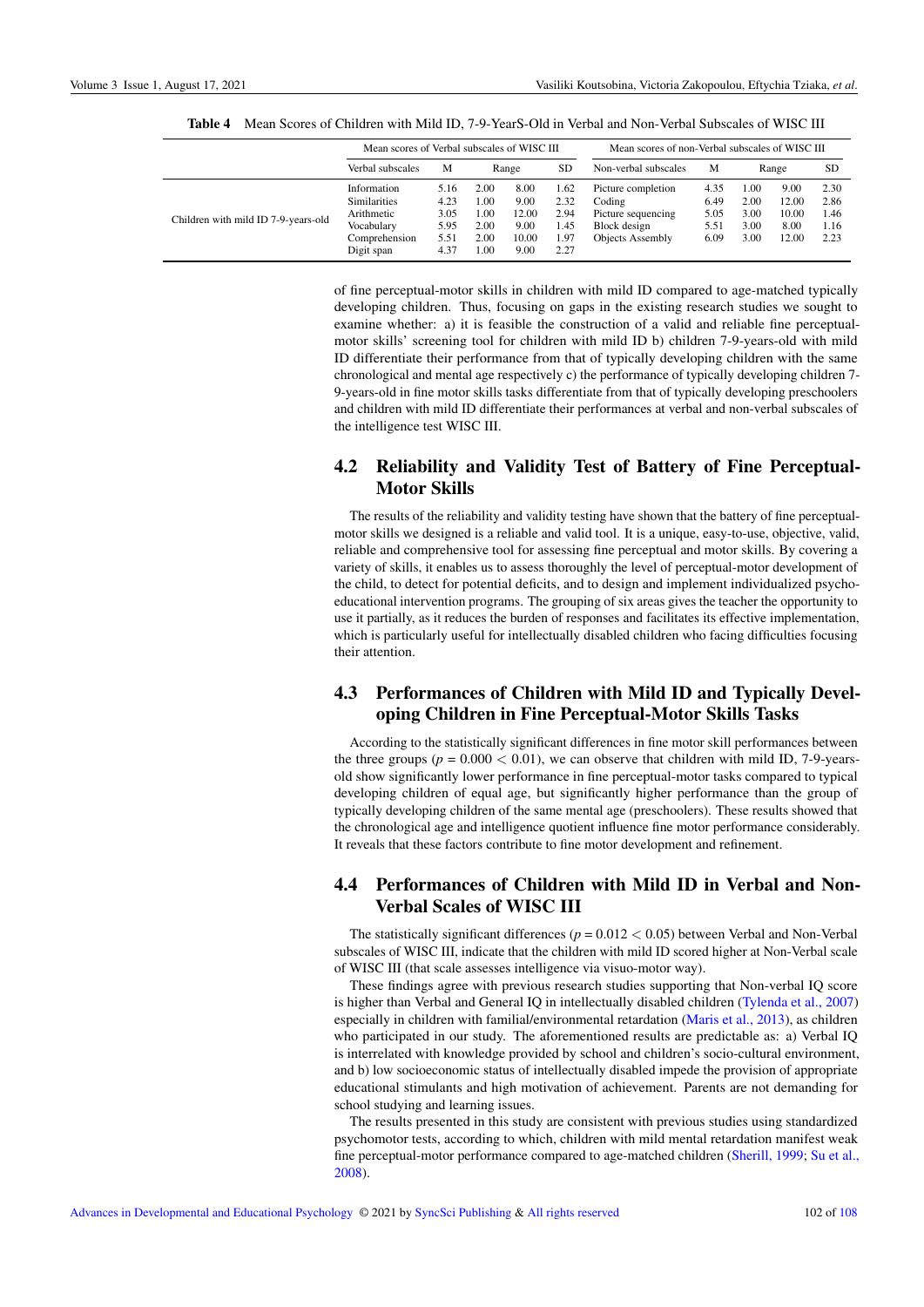**Table 4** Mean Scores of Children with Mild ID, 7-9-YearS-Old in Verbal and Non-Verbal Subscales of WISC III

| | Mean scores of Verbal subscales of WISC III | | | | | Mean scores of non-Verbal subscales of WISC III | | | | |
|---|---|---|---|---|---|---|---|---|---|---|
| | Verbal subscales | M | Range | | SD | Non-verbal subscales | M | Range | | SD |
| Children with mild ID 7-9-years-old | Information | 5.16 | 2.00 | 8.00 | 1.62 | Picture completion | 4.35 | 1.00 | 9.00 | 2.30 |
| | Similarities | 4.23 | 1.00 | 9.00 | 2.32 | Coding | 6.49 | 2.00 | 12.00 | 2.86 |
| | Arithmetic | 3.05 | 1.00 | 12.00 | 2.94 | Picture sequencing | 5.05 | 3.00 | 10.00 | 1.46 |
| | Vocabulary | 5.95 | 2.00 | 9.00 | 1.45 | Block design | 5.51 | 3.00 | 8.00 | 1.16 |
| | Comprehension | 5.51 | 2.00 | 10.00 | 1.97 | Objects Assembly | 6.09 | 3.00 | 12.00 | 2.23 |
| | Digit span | 4.37 | 1.00 | 9.00 | 2.27 | | | | | |

of fine perceptual-motor skills in children with mild ID compared to age-matched typically developing children. Thus, focusing on gaps in the existing research studies we sought to examine whether: a) it is feasible the construction of a valid and reliable fine perceptual-motor skills' screening tool for children with mild ID b) children 7-9-years-old with mild ID differentiate their performance from that of typically developing children with the same chronological and mental age respectively c) the performance of typically developing children 7-9-years-old in fine motor skills tasks differentiate from that of typically developing preschoolers and children with mild ID differentiate their performances at verbal and non-verbal subscales of the intelligence test WISC III.

## 4.2 Reliability and Validity Test of Battery of Fine Perceptual-Motor Skills

The results of the reliability and validity testing have shown that the battery of fine perceptual-motor skills we designed is a reliable and valid tool. It is a unique, easy-to-use, objective, valid, reliable and comprehensive tool for assessing fine perceptual and motor skills. By covering a variety of skills, it enables us to assess thoroughly the level of perceptual-motor development of the child, to detect for potential deficits, and to design and implement individualized psycho-educational intervention programs. The grouping of six areas gives the teacher the opportunity to use it partially, as it reduces the burden of responses and facilitates its effective implementation, which is particularly useful for intellectually disabled children who facing difficulties focusing their attention.

## 4.3 Performances of Children with Mild ID and Typically Developing Children in Fine Perceptual-Motor Skills Tasks

According to the statistically significant differences in fine motor skill performances between the three groups ($p = 0.000 < 0.01$), we can observe that children with mild ID, 7-9-years-old show significantly lower performance in fine perceptual-motor tasks compared to typical developing children of equal age, but significantly higher performance than the group of typically developing children of the same mental age (preschoolers). These results showed that the chronological age and intelligence quotient influence fine motor performance considerably. It reveals that these factors contribute to fine motor development and refinement.

## 4.4 Performances of Children with Mild ID in Verbal and Non-Verbal Scales of WISC III

The statistically significant differences ($p = 0.012 < 0.05$) between Verbal and Non-Verbal subscales of WISC III, indicate that the children with mild ID scored higher at Non-Verbal scale of WISC III (that scale assesses intelligence via visuo-motor way).

These findings agree with previous research studies supporting that Non-verbal IQ score is higher than Verbal and General IQ in intellectually disabled children (Tylenda et al., 2007) especially in children with familial/environmental retardation (Maris et al., 2013), as children who participated in our study. The aforementioned results are predictable as: a) Verbal IQ is interrelated with knowledge provided by school and children's socio-cultural environment, and b) low socioeconomic status of intellectually disabled impede the provision of appropriate educational stimulants and high motivation of achievement. Parents are not demanding for school studying and learning issues.

The results presented in this study are consistent with previous studies using standardized psychomotor tests, according to which, children with mild mental retardation manifest weak fine perceptual-motor performance compared to age-matched children (Sherill, 1999; Su et al., 2008).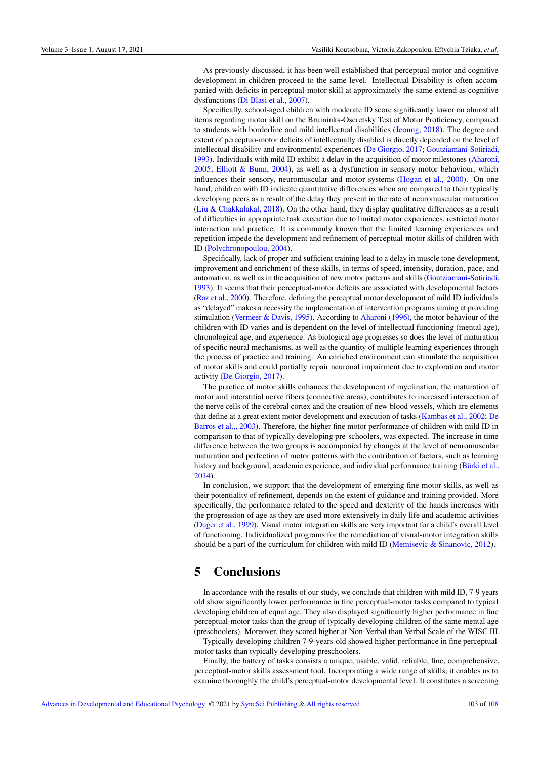As previously discussed, it has been well established that perceptual-motor and cognitive development in children proceed to the same level. Intellectual Disability is often accompanied with deficits in perceptual-motor skill at approximately the same extend as cognitive dysfunctions (Di Blasi et al., 2007).

Specifically, school-aged children with moderate ID score significantly lower on almost all items regarding motor skill on the Bruininks-Oseretsky Test of Motor Proficiency, compared to students with borderline and mild intellectual disabilities (Jeoung, 2018). The degree and extent of perceptuo-motor deficits of intellectually disabled is directly depended on the level of intellectual disability and environmental experiences (De Giorgio, 2017; Goutziamani-Sotiriadi, 1993). Individuals with mild ID exhibit a delay in the acquisition of motor milestones (Aharoni, 2005; Elliott & Bunn, 2004), as well as a dysfunction in sensory-motor behaviour, which influences their sensory, neuromuscular and motor systems (Hogan et al., 2000). On one hand, children with ID indicate quantitative differences when are compared to their typically developing peers as a result of the delay they present in the rate of neuromuscular maturation (Liu & Chakkalakal, 2018). On the other hand, they display qualitative differences as a result of difficulties in appropriate task execution due to limited motor experiences, restricted motor interaction and practice. It is commonly known that the limited learning experiences and repetition impede the development and refinement of perceptual-motor skills of children with ID (Polychronopoulou, 2004).

Specifically, lack of proper and sufficient training lead to a delay in muscle tone development, improvement and enrichment of these skills, in terms of speed, intensity, duration, pace, and automation, as well as in the acquisition of new motor patterns and skills (Goutziamani-Sotiriadi, 1993). It seems that their perceptual-motor deficits are associated with developmental factors (Raz et al., 2000). Therefore, defining the perceptual motor development of mild ID individuals as "delayed" makes a necessity the implementation of intervention programs aiming at providing stimulation (Vermeer & Davis, 1995). According to Aharoni (1996), the motor behaviour of the children with ID varies and is dependent on the level of intellectual functioning (mental age), chronological age, and experience. As biological age progresses so does the level of maturation of specific neural mechanisms, as well as the quantity of multiple learning experiences through the process of practice and training. An enriched environment can stimulate the acquisition of motor skills and could partially repair neuronal impairment due to exploration and motor activity (De Giorgio, 2017).

The practice of motor skills enhances the development of myelination, the maturation of motor and interstitial nerve fibers (connective areas), contributes to increased intersection of the nerve cells of the cerebral cortex and the creation of new blood vessels, which are elements that define at a great extent motor development and execution of tasks (Kambas et al., 2002; De Barros et al.,, 2003). Therefore, the higher fine motor performance of children with mild ID in comparison to that of typically developing pre-schoolers, was expected. The increase in time difference between the two groups is accompanied by changes at the level of neuromuscular maturation and perfection of motor patterns with the contribution of factors, such as learning history and background, academic experience, and individual performance training (Bürki et al., 2014).

In conclusion, we support that the development of emerging fine motor skills, as well as their potentiality of refinement, depends on the extent of guidance and training provided. More specifically, the performance related to the speed and dexterity of the hands increases with the progression of age as they are used more extensively in daily life and academic activities (Duger et al., 1999). Visual motor integration skills are very important for a child's overall level of functioning. Individualized programs for the remediation of visual-motor integration skills should be a part of the curriculum for children with mild ID (Memisevic & Sinanovic, 2012).

# 5 Conclusions

In accordance with the results of our study, we conclude that children with mild ID, 7-9 years old show significantly lower performance in fine perceptual-motor tasks compared to typical developing children of equal age. They also displayed significantly higher performance in fine perceptual-motor tasks than the group of typically developing children of the same mental age (preschoolers). Moreover, they scored higher at Non-Verbal than Verbal Scale of the WISC III.

Typically developing children 7-9-years-old showed higher performance in fine perceptual-motor tasks than typically developing preschoolers.

Finally, the battery of tasks consists a unique, usable, valid, reliable, fine, comprehensive, perceptual-motor skills assessment tool. Incorporating a wide range of skills, it enables us to examine thoroughly the child's perceptual-motor developmental level. It constitutes a screening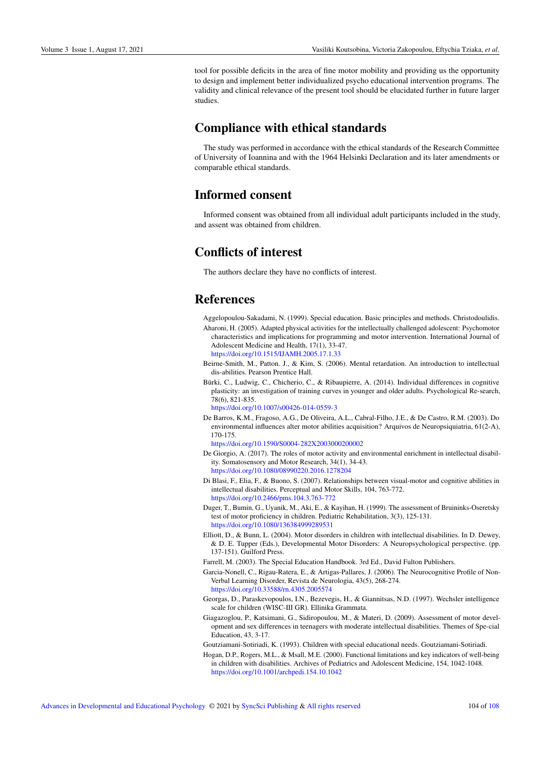tool for possible deficits in the area of fine motor mobility and providing us the opportunity to design and implement better individualized psycho educational intervention programs. The validity and clinical relevance of the present tool should be elucidated further in future larger studies.

# Compliance with ethical standards

The study was performed in accordance with the ethical standards of the Research Committee of University of Ioannina and with the 1964 Helsinki Declaration and its later amendments or comparable ethical standards.

# Informed consent

Informed consent was obtained from all individual adult participants included in the study, and assent was obtained from children.

# Conflicts of interest

The authors declare they have no conflicts of interest.

# References

Aggelopoulou-Sakadami, N. (1999). Special education. Basic principles and methods. Christodoulidis.

Aharoni, H. (2005). Adapted physical activities for the intellectually challenged adolescent: Psychomotor characteristics and implications for programming and motor intervention. International Journal of Adolescent Medicine and Health, 17(1), 33-47. https://doi.org/10.1515/IJAMH.2005.17.1.33

Beirne-Smith, M., Patton. J., & Kim, S. (2006). Mental retardation. An introduction to intellectual dis-abilities. Pearson Prentice Hall.

Bürki, C., Ludwig, C., Chicherio, C., & Ribaupierre, A. (2014). Individual differences in cognitive plasticity: an investigation of training curves in younger and older adults. Psychological Re-search, 78(6), 821-835. https://doi.org/10.1007/s00426-014-0559-3

De Barros, K.M., Fragoso, A.G., De Oliveira, A.L., Cabral-Filho, J.E., & De Castro, R.M. (2003). Do environmental influences alter motor abilities acquisition? Arquivos de Neuropsiquiatria, 61(2-A), 170-175. https://doi.org/10.1590/S0004-282X2003000200002

De Giorgio, A. (2017). The roles of motor activity and environmental enrichment in intellectual disability. Somatosensory and Motor Research, 34(1), 34-43. https://doi.org/10.1080/08990220.2016.1278204

Di Blasi, F., Elia, F., & Buono, S. (2007). Relationships between visual-motor and cognitive abilities in intellectual disabilities. Perceptual and Motor Skills, 104, 763-772. https://doi.org/10.2466/pms.104.3.763-772

Duger, T., Bumin, G., Uyanik, M., Aki, E., & Kayihan, H. (1999). The assessment of Bruininks-Oseretsky test of motor proficiency in children. Pediatric Rehabilitation, 3(3), 125-131. https://doi.org/10.1080/136384999289531

Elliott, D., & Bunn, L. (2004). Motor disorders in children with intellectual disabilities. In D. Dewey, & D. E. Tupper (Eds.), Developmental Motor Disorders: A Neuropsychological perspective. (pp. 137-151). Guilford Press.

Farrell, M. (2003). The Special Education Handbook. 3rd Ed., David Fulton Publishers.

Garcia-Nonell, C., Rigau-Ratera, E., & Artigas-Pallares, J. (2006). The Neurocognitive Profile of Non-Verbal Learning Disorder, Revista de Neurologia, 43(5), 268-274. https://doi.org/10.33588/rn.4305.2005574

Georgas, D., Paraskevopoulos, I.N., Bezevegis, H., & Giannitsas, N.D. (1997). Wechsler intelligence scale for children (WISC-III GR). Ellinika Grammata.

Giagazoglou, P., Katsimani, G., Sidiropoulou, M., & Materi, D. (2009). Assessment of motor development and sex differences in teenagers with moderate intellectual disabilities. Themes of Spe-cial Education, 43, 3-17.

Goutziamani-Sotiriadi, K. (1993). Children with special educational needs. Goutziamani-Sotiriadi.

Hogan, D.P., Rogers, M.L., & Msall, M.E. (2000). Functional limitations and key indicators of well-being in children with disabilities. Archives of Pediatrics and Adolescent Medicine, 154, 1042-1048. https://doi.org/10.1001/archpedi.154.10.1042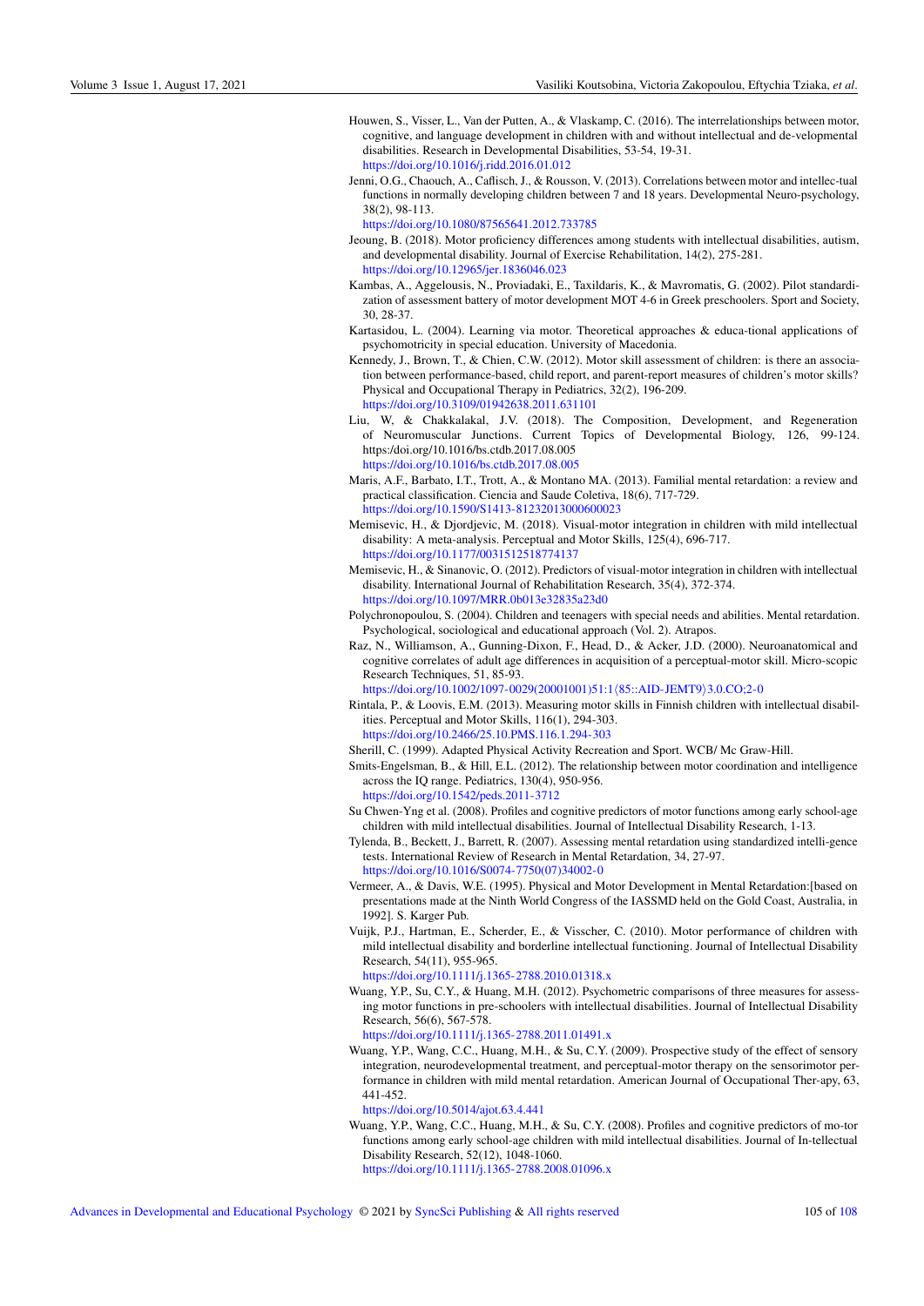Houwen, S., Visser, L., Van der Putten, A., & Vlaskamp, C. (2016). The interrelationships between motor, cognitive, and language development in children with and without intellectual and de-velopmental disabilities. Research in Developmental Disabilities, 53-54, 19-31.
https://doi.org/10.1016/j.ridd.2016.01.012

Jenni, O.G., Chaouch, A., Caflisch, J., & Rousson, V. (2013). Correlations between motor and intellec-tual functions in normally developing children between 7 and 18 years. Developmental Neuro-psychology, 38(2), 98-113.
https://doi.org/10.1080/87565641.2012.733785

Jeoung, B. (2018). Motor proficiency differences among students with intellectual disabilities, autism, and developmental disability. Journal of Exercise Rehabilitation, 14(2), 275-281.
https://doi.org/10.12965/jer.1836046.023

Kambas, A., Aggelousis, N., Proviadaki, E., Taxildaris, K., & Mavromatis, G. (2002). Pilot standardization of assessment battery of motor development MOT 4-6 in Greek preschoolers. Sport and Society, 30, 28-37.

Kartasidou, L. (2004). Learning via motor. Theoretical approaches & educa-tional applications of psychomotricity in special education. University of Macedonia.

Kennedy, J., Brown, T., & Chien, C.W. (2012). Motor skill assessment of children: is there an association between performance-based, child report, and parent-report measures of children's motor skills? Physical and Occupational Therapy in Pediatrics, 32(2), 196-209.
https://doi.org/10.3109/01942638.2011.631101

Liu, W, & Chakkalakal, J.V. (2018). The Composition, Development, and Regeneration of Neuromuscular Junctions. Current Topics of Developmental Biology, 126, 99-124. https:/doi.org/10.1016/bs.ctdb.2017.08.005
https://doi.org/10.1016/bs.ctdb.2017.08.005

Maris, A.F., Barbato, I.T., Trott, A., & Montano MA. (2013). Familial mental retardation: a review and practical classification. Ciencia and Saude Coletiva, 18(6), 717-729.
https://doi.org/10.1590/S1413-81232013000600023

Memisevic, H., & Djordjevic, M. (2018). Visual-motor integration in children with mild intellectual disability: A meta-analysis. Perceptual and Motor Skills, 125(4), 696-717.
https://doi.org/10.1177/0031512518774137

Memisevic, H., & Sinanovic, O. (2012). Predictors of visual-motor integration in children with intellectual disability. International Journal of Rehabilitation Research, 35(4), 372-374.
https://doi.org/10.1097/MRR.0b013e32835a23d0

Polychronopoulou, S. (2004). Children and teenagers with special needs and abilities. Mental retardation. Psychological, sociological and educational approach (Vol. 2). Atrapos.

Raz, N., Williamson, A., Gunning-Dixon, F., Head, D., & Acker, J.D. (2000). Neuroanatomical and cognitive correlates of adult age differences in acquisition of a perceptual-motor skill. Micro-scopic Research Techniques, 51, 85-93.
https://doi.org/10.1002/1097-0029(20001001)51:1⟨85::AID-JEMT9⟩3.0.CO;2-0

Rintala, P., & Loovis, E.M. (2013). Measuring motor skills in Finnish children with intellectual disabilities. Perceptual and Motor Skills, 116(1), 294-303.
https://doi.org/10.2466/25.10.PMS.116.1.294-303

Sherill, C. (1999). Adapted Physical Activity Recreation and Sport. WCB/ Mc Graw-Hill.

Smits-Engelsman, B., & Hill, E.L. (2012). The relationship between motor coordination and intelligence across the IQ range. Pediatrics, 130(4), 950-956.
https://doi.org/10.1542/peds.2011-3712

Su Chwen-Yng et al. (2008). Profiles and cognitive predictors of motor functions among early school-age children with mild intellectual disabilities. Journal of Intellectual Disability Research, 1-13.

Tylenda, B., Beckett, J., Barrett, R. (2007). Assessing mental retardation using standardized intelli-gence tests. International Review of Research in Mental Retardation, 34, 27-97.
https://doi.org/10.1016/S0074-7750(07)34002-0

Vermeer, A., & Davis, W.E. (1995). Physical and Motor Development in Mental Retardation:[based on presentations made at the Ninth World Congress of the IASSMD held on the Gold Coast, Australia, in 1992]. S. Karger Pub.

Vuijk, P.J., Hartman, E., Scherder, E., & Visscher, C. (2010). Motor performance of children with mild intellectual disability and borderline intellectual functioning. Journal of Intellectual Disability Research, 54(11), 955-965.
https://doi.org/10.1111/j.1365-2788.2010.01318.x

Wuang, Y.P., Su, C.Y., & Huang, M.H. (2012). Psychometric comparisons of three measures for assessing motor functions in pre-schoolers with intellectual disabilities. Journal of Intellectual Disability Research, 56(6), 567-578.
https://doi.org/10.1111/j.1365-2788.2011.01491.x

Wuang, Y.P., Wang, C.C., Huang, M.H., & Su, C.Y. (2009). Prospective study of the effect of sensory integration, neurodevelopmental treatment, and perceptual-motor therapy on the sensorimotor performance in children with mild mental retardation. American Journal of Occupational Ther-apy, 63, 441-452.
https://doi.org/10.5014/ajot.63.4.441

Wuang, Y.P., Wang, C.C., Huang, M.H., & Su, C.Y. (2008). Profiles and cognitive predictors of mo-tor functions among early school-age children with mild intellectual disabilities. Journal of In-tellectual Disability Research, 52(12), 1048-1060.
https://doi.org/10.1111/j.1365-2788.2008.01096.x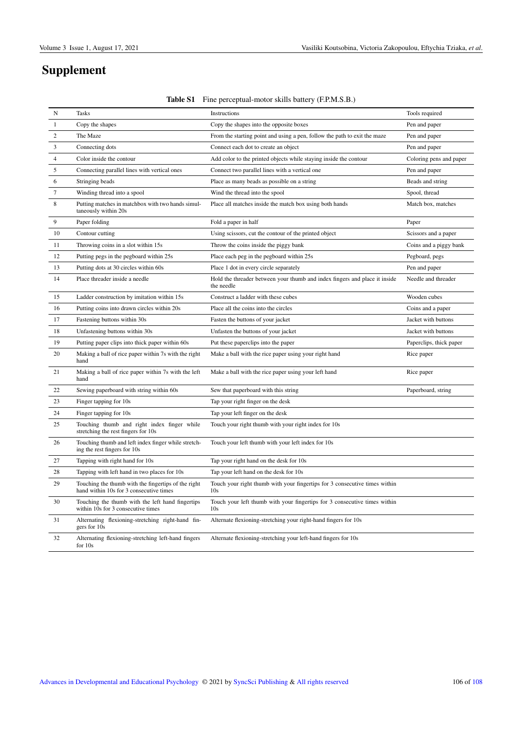# Supplement

**Table S1** Fine perceptual-motor skills battery (F.P.M.S.B.)

| N | Tasks | Instructions | Tools required |
|---|---|---|---|
| 1 | Copy the shapes | Copy the shapes into the opposite boxes | Pen and paper |
| 2 | The Maze | From the starting point and using a pen, follow the path to exit the maze | Pen and paper |
| 3 | Connecting dots | Connect each dot to create an object | Pen and paper |
| 4 | Color inside the contour | Add color to the printed objects while staying inside the contour | Coloring pens and paper |
| 5 | Connecting parallel lines with vertical ones | Connect two parallel lines with a vertical one | Pen and paper |
| 6 | Stringing beads | Place as many beads as possible on a string | Beads and string |
| 7 | Winding thread into a spool | Wind the thread into the spool | Spool, thread |
| 8 | Putting matches in matchbox with two hands simultaneously within 20s | Place all matches inside the match box using both hands | Match box, matches |
| 9 | Paper folding | Fold a paper in half | Paper |
| 10 | Contour cutting | Using scissors, cut the contour of the printed object | Scissors and a paper |
| 11 | Throwing coins in a slot within 15s | Throw the coins inside the piggy bank | Coins and a piggy bank |
| 12 | Putting pegs in the pegboard within 25s | Place each peg in the pegboard within 25s | Pegboard, pegs |
| 13 | Putting dots at 30 circles within 60s | Place 1 dot in every circle separately | Pen and paper |
| 14 | Place threader inside a needle | Hold the threader between your thumb and index fingers and place it inside the needle | Needle and threader |
| 15 | Ladder construction by imitation within 15s | Construct a ladder with these cubes | Wooden cubes |
| 16 | Putting coins into drawn circles within 20s | Place all the coins into the circles | Coins and a paper |
| 17 | Fastening buttons within 30s | Fasten the buttons of your jacket | Jacket with buttons |
| 18 | Unfastening buttons within 30s | Unfasten the buttons of your jacket | Jacket with buttons |
| 19 | Putting paper clips into thick paper within 60s | Put these paperclips into the paper | Paperclips, thick paper |
| 20 | Making a ball of rice paper within 7s with the right hand | Make a ball with the rice paper using your right hand | Rice paper |
| 21 | Making a ball of rice paper within 7s with the left hand | Make a ball with the rice paper using your left hand | Rice paper |
| 22 | Sewing paperboard with string within 60s | Sew that paperboard with this string | Paperboard, string |
| 23 | Finger tapping for 10s | Tap your right finger on the desk | |
| 24 | Finger tapping for 10s | Tap your left finger on the desk | |
| 25 | Touching thumb and right index finger while stretching the rest fingers for 10s | Touch your right thumb with your right index for 10s | |
| 26 | Touching thumb and left index finger while stretching the rest fingers for 10s | Touch your left thumb with your left index for 10s | |
| 27 | Tapping with right hand for 10s | Tap your right hand on the desk for 10s | |
| 28 | Tapping with left hand in two places for 10s | Tap your left hand on the desk for 10s | |
| 29 | Touching the thumb with the fingertips of the right hand within 10s for 3 consecutive times | Touch your right thumb with your fingertips for 3 consecutive times within 10s | |
| 30 | Touching the thumb with the left hand fingertips within 10s for 3 consecutive times | Touch your left thumb with your fingertips for 3 consecutive times within 10s | |
| 31 | Alternating flexioning-stretching right-hand fingers for 10s | Alternate flexioning-stretching your right-hand fingers for 10s | |
| 32 | Alternating flexioning-stretching left-hand fingers for 10s | Alternate flexioning-stretching your left-hand fingers for 10s | |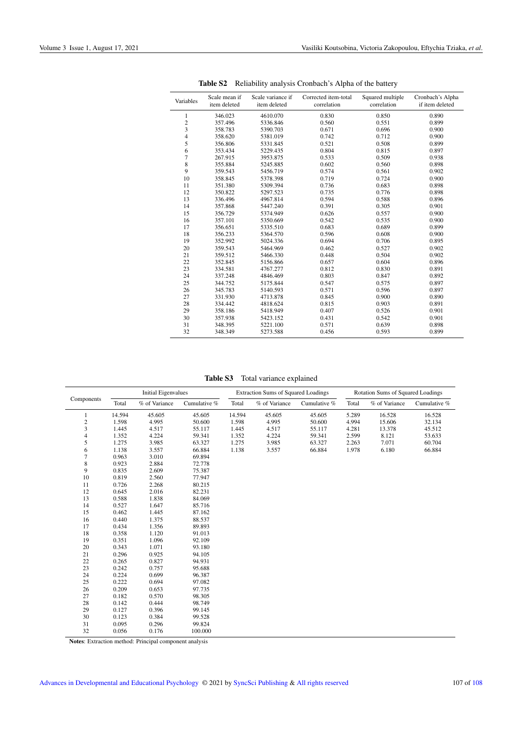**Table S2** Reliability analysis Cronbach's Alpha of the battery

| Variables | Scale mean if item deleted | Scale variance if item deleted | Corrected item-total correlation | Squared multiple correlation | Cronbach's Alpha if item deleted |
|---|---|---|---|---|---|
| 1 | 346.023 | 4610.070 | 0.830 | 0.850 | 0.890 |
| 2 | 357.496 | 5336.846 | 0.560 | 0.551 | 0.899 |
| 3 | 358.783 | 5390.703 | 0.671 | 0.696 | 0.900 |
| 4 | 358.620 | 5381.019 | 0.742 | 0.712 | 0.900 |
| 5 | 356.806 | 5331.845 | 0.521 | 0.508 | 0.899 |
| 6 | 353.434 | 5229.435 | 0.804 | 0.815 | 0.897 |
| 7 | 267.915 | 3953.875 | 0.533 | 0.509 | 0.938 |
| 8 | 355.884 | 5245.885 | 0.602 | 0.560 | 0.898 |
| 9 | 359.543 | 5456.719 | 0.574 | 0.561 | 0.902 |
| 10 | 358.845 | 5378.398 | 0.719 | 0.724 | 0.900 |
| 11 | 351.380 | 5309.394 | 0.736 | 0.683 | 0.898 |
| 12 | 350.822 | 5297.523 | 0.735 | 0.776 | 0.898 |
| 13 | 336.496 | 4967.814 | 0.594 | 0.588 | 0.896 |
| 14 | 357.868 | 5447.240 | 0.391 | 0.305 | 0.901 |
| 15 | 356.729 | 5374.949 | 0.626 | 0.557 | 0.900 |
| 16 | 357.101 | 5350.669 | 0.542 | 0.535 | 0.900 |
| 17 | 356.651 | 5335.510 | 0.683 | 0.689 | 0.899 |
| 18 | 356.233 | 5364.570 | 0.596 | 0.608 | 0.900 |
| 19 | 352.992 | 5024.336 | 0.694 | 0.706 | 0.895 |
| 20 | 359.543 | 5464.969 | 0.462 | 0.527 | 0.902 |
| 21 | 359.512 | 5466.330 | 0.448 | 0.504 | 0.902 |
| 22 | 352.845 | 5156.866 | 0.657 | 0.604 | 0.896 |
| 23 | 334.581 | 4767.277 | 0.812 | 0.830 | 0.891 |
| 24 | 337.248 | 4846.469 | 0.803 | 0.847 | 0.892 |
| 25 | 344.752 | 5175.844 | 0.547 | 0.575 | 0.897 |
| 26 | 345.783 | 5140.593 | 0.571 | 0.596 | 0.897 |
| 27 | 331.930 | 4713.878 | 0.845 | 0.900 | 0.890 |
| 28 | 334.442 | 4818.624 | 0.815 | 0.903 | 0.891 |
| 29 | 358.186 | 5418.949 | 0.407 | 0.526 | 0.901 |
| 30 | 357.938 | 5423.152 | 0.431 | 0.542 | 0.901 |
| 31 | 348.395 | 5221.100 | 0.571 | 0.639 | 0.898 |
| 32 | 348.349 | 5273.588 | 0.456 | 0.593 | 0.899 |

**Table S3** Total variance explained

| Components | Initial Eigenvalues | | | Extraction Sums of Squared Loadings | | | Rotation Sums of Squared Loadings | | |
|---|---|---|---|---|---|---|---|---|---|
| | Total | % of Variance | Cumulative % | Total | % of Variance | Cumulative % | Total | % of Variance | Cumulative % |
| 1 | 14.594 | 45.605 | 45.605 | 14.594 | 45.605 | 45.605 | 5.289 | 16.528 | 16.528 |
| 2 | 1.598 | 4.995 | 50.600 | 1.598 | 4.995 | 50.600 | 4.994 | 15.606 | 32.134 |
| 3 | 1.445 | 4.517 | 55.117 | 1.445 | 4.517 | 55.117 | 4.281 | 13.378 | 45.512 |
| 4 | 1.352 | 4.224 | 59.341 | 1.352 | 4.224 | 59.341 | 2.599 | 8.121 | 53.633 |
| 5 | 1.275 | 3.985 | 63.327 | 1.275 | 3.985 | 63.327 | 2.263 | 7.071 | 60.704 |
| 6 | 1.138 | 3.557 | 66.884 | 1.138 | 3.557 | 66.884 | 1.978 | 6.180 | 66.884 |
| 7 | 0.963 | 3.010 | 69.894 | | | | | | |
| 8 | 0.923 | 2.884 | 72.778 | | | | | | |
| 9 | 0.835 | 2.609 | 75.387 | | | | | | |
| 10 | 0.819 | 2.560 | 77.947 | | | | | | |
| 11 | 0.726 | 2.268 | 80.215 | | | | | | |
| 12 | 0.645 | 2.016 | 82.231 | | | | | | |
| 13 | 0.588 | 1.838 | 84.069 | | | | | | |
| 14 | 0.527 | 1.647 | 85.716 | | | | | | |
| 15 | 0.462 | 1.445 | 87.162 | | | | | | |
| 16 | 0.440 | 1.375 | 88.537 | | | | | | |
| 17 | 0.434 | 1.356 | 89.893 | | | | | | |
| 18 | 0.358 | 1.120 | 91.013 | | | | | | |
| 19 | 0.351 | 1.096 | 92.109 | | | | | | |
| 20 | 0.343 | 1.071 | 93.180 | | | | | | |
| 21 | 0.296 | 0.925 | 94.105 | | | | | | |
| 22 | 0.265 | 0.827 | 94.931 | | | | | | |
| 23 | 0.242 | 0.757 | 95.688 | | | | | | |
| 24 | 0.224 | 0.699 | 96.387 | | | | | | |
| 25 | 0.222 | 0.694 | 97.082 | | | | | | |
| 26 | 0.209 | 0.653 | 97.735 | | | | | | |
| 27 | 0.182 | 0.570 | 98.305 | | | | | | |
| 28 | 0.142 | 0.444 | 98.749 | | | | | | |
| 29 | 0.127 | 0.396 | 99.145 | | | | | | |
| 30 | 0.123 | 0.384 | 99.528 | | | | | | |
| 31 | 0.095 | 0.296 | 99.824 | | | | | | |
| 32 | 0.056 | 0.176 | 100.000 | | | | | | |

**Notes**: Extraction method: Principal component analysis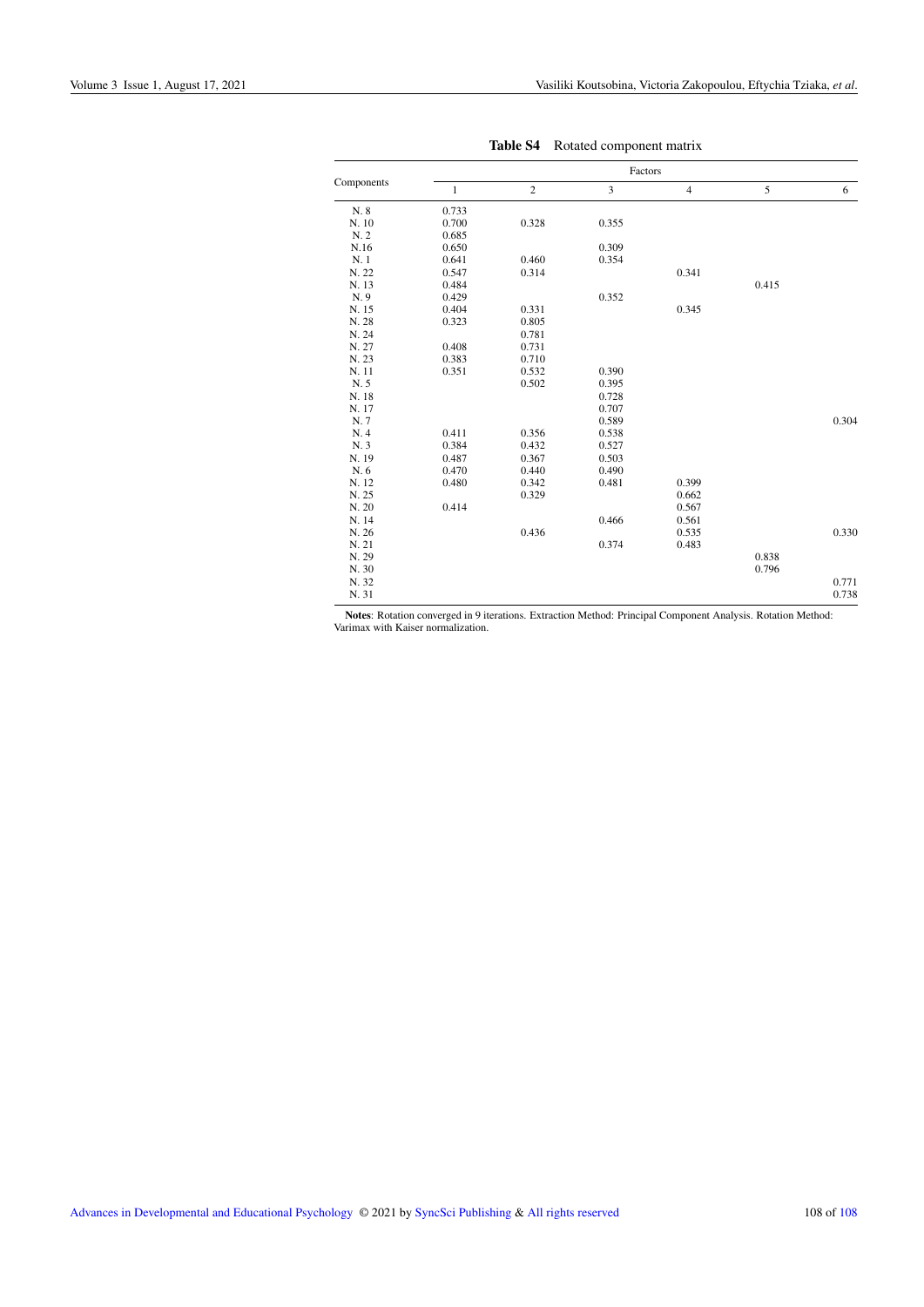**Table S4** Rotated component matrix

| Components | Factors | | | | | |
|---|---|---|---|---|---|---|
| | 1 | 2 | 3 | 4 | 5 | 6 |
| N. 8 | 0.733 | | | | | |
| N. 10 | 0.700 | 0.328 | 0.355 | | | |
| N. 2 | 0.685 | | | | | |
| N.16 | 0.650 | | 0.309 | | | |
| N. 1 | 0.641 | 0.460 | 0.354 | | | |
| N. 22 | 0.547 | 0.314 | | 0.341 | | |
| N. 13 | 0.484 | | | | 0.415 | |
| N. 9 | 0.429 | | 0.352 | | | |
| N. 15 | 0.404 | 0.331 | | 0.345 | | |
| N. 28 | 0.323 | 0.805 | | | | |
| N. 24 | | 0.781 | | | | |
| N. 27 | 0.408 | 0.731 | | | | |
| N. 23 | 0.383 | 0.710 | | | | |
| N. 11 | 0.351 | 0.532 | 0.390 | | | |
| N. 5 | | 0.502 | 0.395 | | | |
| N. 18 | | | 0.728 | | | |
| N. 17 | | | 0.707 | | | |
| N. 7 | | | 0.589 | | | 0.304 |
| N. 4 | 0.411 | 0.356 | 0.538 | | | |
| N. 3 | 0.384 | 0.432 | 0.527 | | | |
| N. 19 | 0.487 | 0.367 | 0.503 | | | |
| N. 6 | 0.470 | 0.440 | 0.490 | | | |
| N. 12 | 0.480 | 0.342 | 0.481 | 0.399 | | |
| N. 25 | | 0.329 | | 0.662 | | |
| N. 20 | 0.414 | | | 0.567 | | |
| N. 14 | | | 0.466 | 0.561 | | |
| N. 26 | | 0.436 | | 0.535 | | 0.330 |
| N. 21 | | | 0.374 | 0.483 | | |
| N. 29 | | | | | 0.838 | |
| N. 30 | | | | | 0.796 | |
| N. 32 | | | | | | 0.771 |
| N. 31 | | | | | | 0.738 |

**Notes**: Rotation converged in 9 iterations. Extraction Method: Principal Component Analysis. Rotation Method: Varimax with Kaiser normalization.